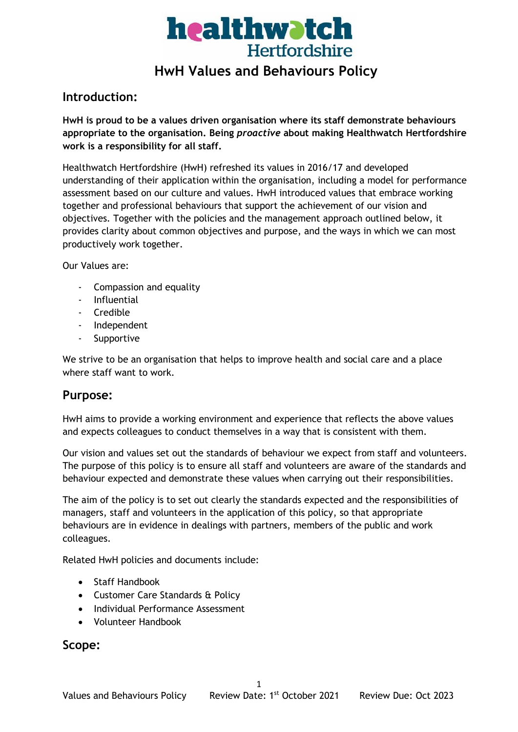# HwH Values and Behaviours Policy

## Introduction:

**HwH is proud to be a values driven organisation where its staff demonstrate behaviours appropriate to the organisation. Being *proactive* about making Healthwatch Hertfordshire work is a responsibility for all staff.**

Healthwatch Hertfordshire (HwH) refreshed its values in 2016/17 and developed understanding of their application within the organisation, including a model for performance assessment based on our culture and values. HwH introduced values that embrace working together and professional behaviours that support the achievement of our vision and objectives. Together with the policies and the management approach outlined below, it provides clarity about common objectives and purpose, and the ways in which we can most productively work together.

Our Values are:

- Compassion and equality
- Influential
- Credible
- Independent
- Supportive

We strive to be an organisation that helps to improve health and social care and a place where staff want to work.

## Purpose:

HwH aims to provide a working environment and experience that reflects the above values and expects colleagues to conduct themselves in a way that is consistent with them.

Our vision and values set out the standards of behaviour we expect from staff and volunteers. The purpose of this policy is to ensure all staff and volunteers are aware of the standards and behaviour expected and demonstrate these values when carrying out their responsibilities.

The aim of the policy is to set out clearly the standards expected and the responsibilities of managers, staff and volunteers in the application of this policy, so that appropriate behaviours are in evidence in dealings with partners, members of the public and work colleagues.

Related HwH policies and documents include:

- Staff Handbook
- Customer Care Standards & Policy
- Individual Performance Assessment
- Volunteer Handbook

## Scope: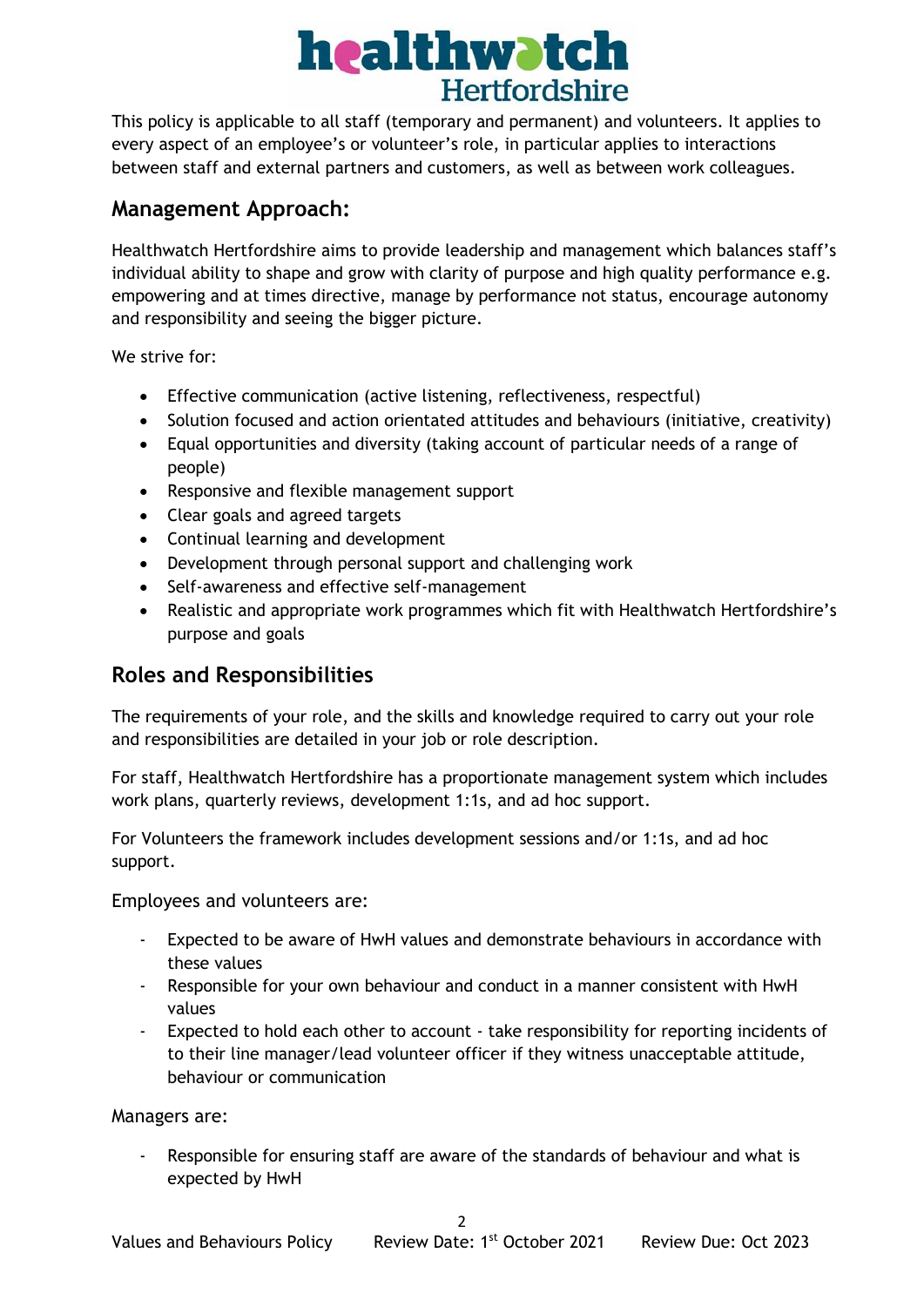This policy is applicable to all staff (temporary and permanent) and volunteers. It applies to every aspect of an employee's or volunteer's role, in particular applies to interactions between staff and external partners and customers, as well as between work colleagues.

## Management Approach:

Healthwatch Hertfordshire aims to provide leadership and management which balances staff's individual ability to shape and grow with clarity of purpose and high quality performance e.g. empowering and at times directive, manage by performance not status, encourage autonomy and responsibility and seeing the bigger picture.

We strive for:

- Effective communication (active listening, reflectiveness, respectful)
- Solution focused and action orientated attitudes and behaviours (initiative, creativity)
- Equal opportunities and diversity (taking account of particular needs of a range of people)
- Responsive and flexible management support
- Clear goals and agreed targets
- Continual learning and development
- Development through personal support and challenging work
- Self-awareness and effective self-management
- Realistic and appropriate work programmes which fit with Healthwatch Hertfordshire's purpose and goals

## Roles and Responsibilities

The requirements of your role, and the skills and knowledge required to carry out your role and responsibilities are detailed in your job or role description.

For staff, Healthwatch Hertfordshire has a proportionate management system which includes work plans, quarterly reviews, development 1:1s, and ad hoc support.

For Volunteers the framework includes development sessions and/or 1:1s, and ad hoc support.

Employees and volunteers are:

- Expected to be aware of HwH values and demonstrate behaviours in accordance with these values
- Responsible for your own behaviour and conduct in a manner consistent with HwH values
- Expected to hold each other to account - take responsibility for reporting incidents of to their line manager/lead volunteer officer if they witness unacceptable attitude, behaviour or communication

Managers are:

- Responsible for ensuring staff are aware of the standards of behaviour and what is expected by HwH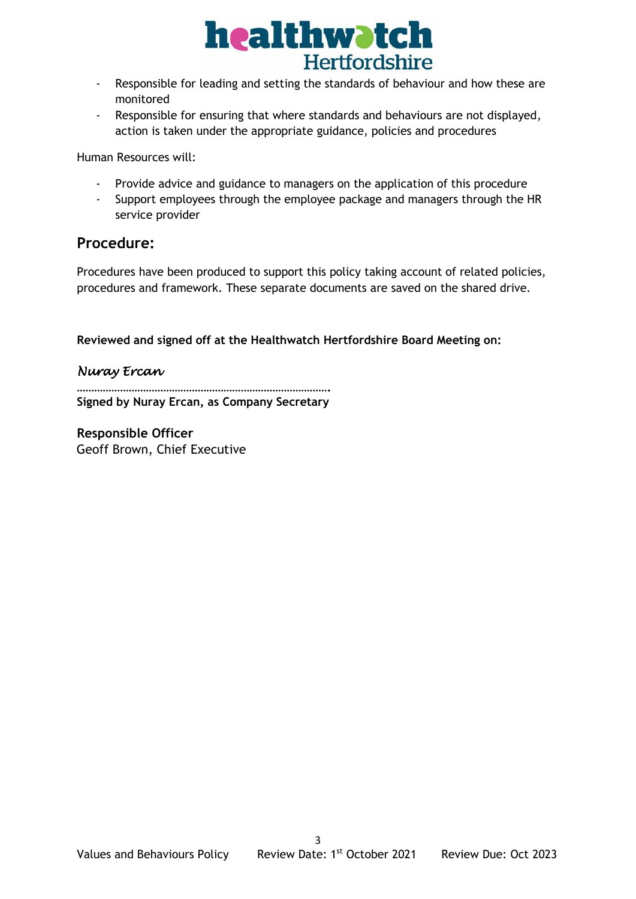- Responsible for leading and setting the standards of behaviour and how these are monitored
- Responsible for ensuring that where standards and behaviours are not displayed, action is taken under the appropriate guidance, policies and procedures

Human Resources will:

- Provide advice and guidance to managers on the application of this procedure
- Support employees through the employee package and managers through the HR service provider

## Procedure:

Procedures have been produced to support this policy taking account of related policies, procedures and framework. These separate documents are saved on the shared drive.

**Reviewed and signed off at the Healthwatch Hertfordshire Board Meeting on:**

*Nuray Ercan*

…………………………………………………………………………….

**Signed by Nuray Ercan, as Company Secretary**

**Responsible Officer**
Geoff Brown, Chief Executive